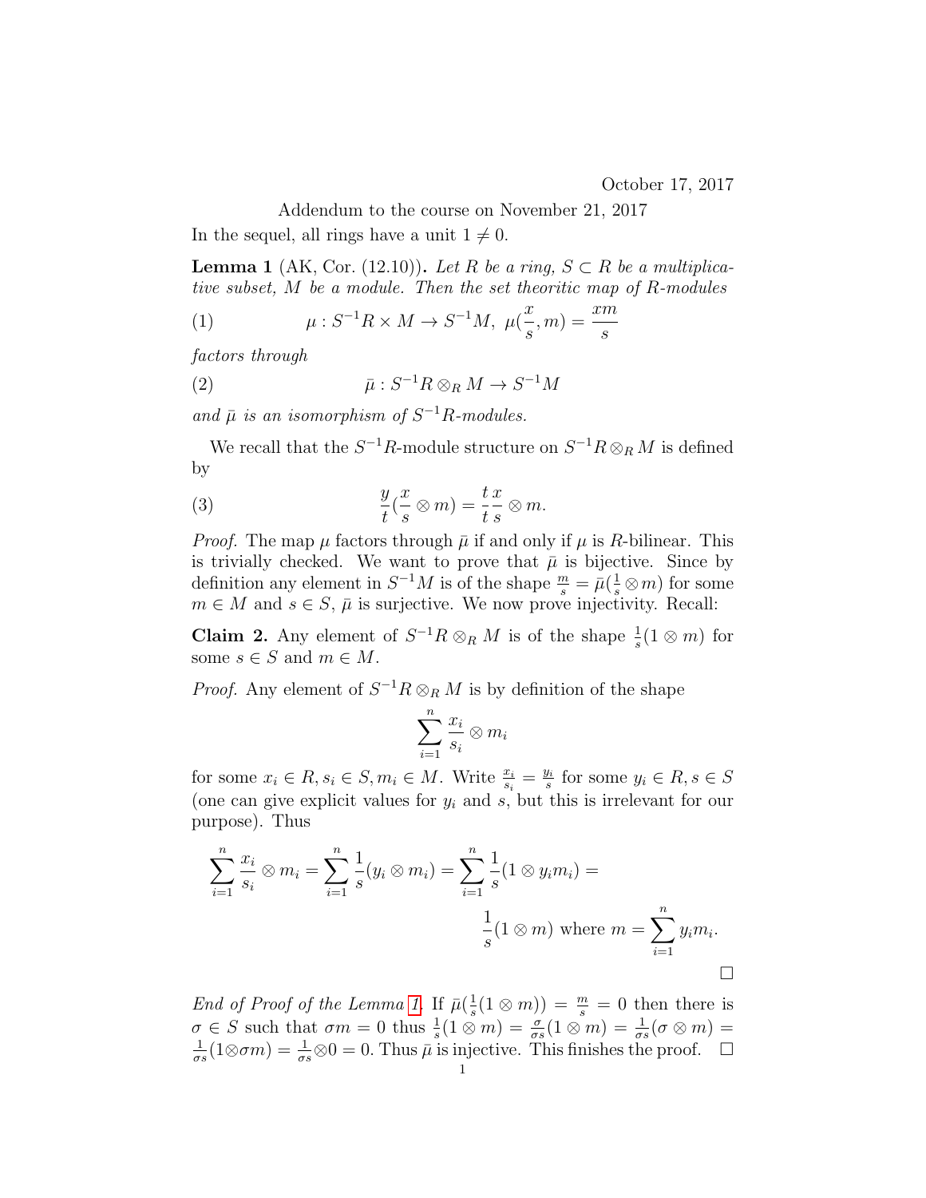October 17, 2017

Addendum to the course on November 21, 2017

In the sequel, all rings have a unit $1 \neq 0$.

**Lemma 1** (AK, Cor. (12.10))**.** *Let $R$ be a ring, $S \subset R$ be a multiplicative subset, $M$ be a module. Then the set theoritic map of $R$-modules*

$$\mu : S^{-1}R \times M \to S^{-1}M,\ \mu(\frac{x}{s}, m) = \frac{xm}{s} \tag{1}$$

*factors through*

$$\bar{\mu} : S^{-1}R \otimes_R M \to S^{-1}M \tag{2}$$

*and $\bar{\mu}$ is an isomorphism of $S^{-1}R$-modules.*

We recall that the $S^{-1}R$-module structure on $S^{-1}R \otimes_R M$ is defined by

$$\frac{y}{t}(\frac{x}{s} \otimes m) = \frac{t}{t}\frac{x}{s} \otimes m. \tag{3}$$

*Proof.* The map $\mu$ factors through $\bar{\mu}$ if and only if $\mu$ is $R$-bilinear. This is trivially checked. We want to prove that $\bar{\mu}$ is bijective. Since by definition any element in $S^{-1}M$ is of the shape $\frac{m}{s} = \bar{\mu}(\frac{1}{s} \otimes m)$ for some $m \in M$ and $s \in S$, $\bar{\mu}$ is surjective. We now prove injectivity. Recall:

**Claim 2.** Any element of $S^{-1}R \otimes_R M$ is of the shape $\frac{1}{s}(1 \otimes m)$ for some $s \in S$ and $m \in M$.

*Proof.* Any element of $S^{-1}R \otimes_R M$ is by definition of the shape

$$\sum_{i=1}^{n} \frac{x_i}{s_i} \otimes m_i$$

for some $x_i \in R, s_i \in S, m_i \in M$. Write $\frac{x_i}{s_i} = \frac{y_i}{s}$ for some $y_i \in R, s \in S$ (one can give explicit values for $y_i$ and $s$, but this is irrelevant for our purpose). Thus

$$\sum_{i=1}^{n} \frac{x_i}{s_i} \otimes m_i = \sum_{i=1}^{n} \frac{1}{s}(y_i \otimes m_i) = \sum_{i=1}^{n} \frac{1}{s}(1 \otimes y_i m_i) =$$

$$\frac{1}{s}(1 \otimes m) \text{ where } m = \sum_{i=1}^{n} y_i m_i.$$

□

*End of Proof of the Lemma 1.* If $\bar{\mu}(\frac{1}{s}(1 \otimes m)) = \frac{m}{s} = 0$ then there is $\sigma \in S$ such that $\sigma m = 0$ thus $\frac{1}{s}(1 \otimes m) = \frac{\sigma}{\sigma s}(1 \otimes m) = \frac{1}{\sigma s}(\sigma \otimes m) = \frac{1}{\sigma s}(1 \otimes \sigma m) = \frac{1}{\sigma s} \otimes 0 = 0$. Thus $\bar{\mu}$ is injective. This finishes the proof. □